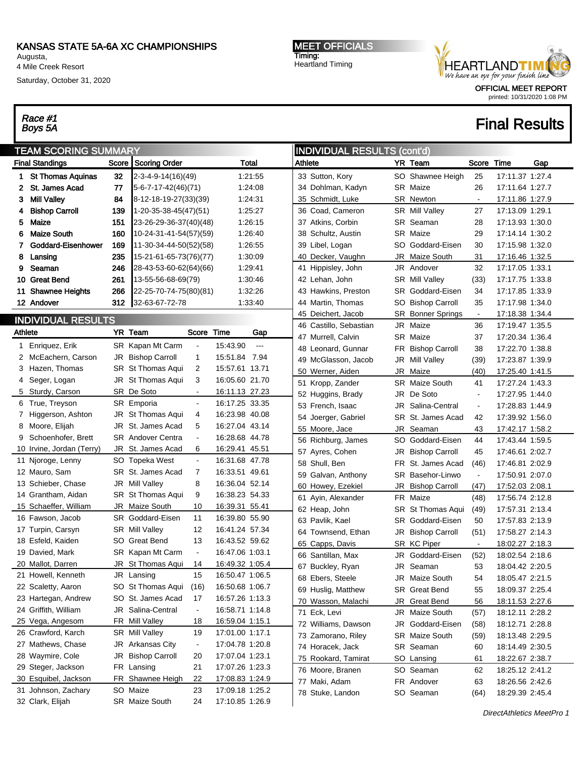# KANSAS STATE 5A-6A XC CHAMPIONSHIPS

Augusta,
4 Mile Creek Resort

Saturday, October 31, 2020

**MEET OFFICIALS**
Timing:
Heartland Timing

OFFICIAL MEET REPORT
printed: 10/31/2020 1:08 PM

*Race #1*
*Boys 5A*

## Final Results

### TEAM SCORING SUMMARY

| Final Standings | | Score | Scoring Order | Total |
|---|---|---|---|---|
| 1 | St Thomas Aquinas | 32 | 2-3-4-9-14(16)(49) | 1:21:55 |
| 2 | St. James Acad | 77 | 5-6-7-17-42(46)(71) | 1:24:08 |
| 3 | Mill Valley | 84 | 8-12-18-19-27(33)(39) | 1:24:31 |
| 4 | Bishop Carroll | 139 | 1-20-35-38-45(47)(51) | 1:25:27 |
| 5 | Maize | 151 | 23-26-29-36-37(40)(48) | 1:26:15 |
| 6 | Maize South | 160 | 10-24-31-41-54(57)(59) | 1:26:40 |
| 7 | Goddard-Eisenhower | 169 | 11-30-34-44-50(52)(58) | 1:26:55 |
| 8 | Lansing | 235 | 15-21-61-65-73(76)(77) | 1:30:09 |
| 9 | Seaman | 246 | 28-43-53-60-62(64)(66) | 1:29:41 |
| 10 | Great Bend | 261 | 13-55-56-68-69(79) | 1:30:46 |
| 11 | Shawnee Heights | 266 | 22-25-70-74-75(80)(81) | 1:32:26 |
| 12 | Andover | 312 | 32-63-67-72-78 | 1:33:40 |

### INDIVIDUAL RESULTS

| | Athlete | YR | Team | Score | Time | Gap |
|---|---|---|---|---|---|---|
| 1 | Enriquez, Erik | SR | Kapan Mt Carm | - | 15:43.90 | --- |
| 2 | McEachern, Carson | JR | Bishop Carroll | 1 | 15:51.84 | 7.94 |
| 3 | Hazen, Thomas | SR | St Thomas Aqui | 2 | 15:57.61 | 13.71 |
| 4 | Seger, Logan | JR | St Thomas Aqui | 3 | 16:05.60 | 21.70 |
| 5 | Sturdy, Carson | SR | De Soto | - | 16:11.13 | 27.23 |
| 6 | True, Treyson | SR | Emporia | - | 16:17.25 | 33.35 |
| 7 | Higgerson, Ashton | JR | St Thomas Aqui | 4 | 16:23.98 | 40.08 |
| 8 | Moore, Elijah | JR | St. James Acad | 5 | 16:27.04 | 43.14 |
| 9 | Schoenhofer, Brett | SR | Andover Centra | - | 16:28.68 | 44.78 |
| 10 | Irvine, Jordan (Terry) | JR | St. James Acad | 6 | 16:29.41 | 45.51 |
| 11 | Njoroge, Lenny | SO | Topeka West | - | 16:31.68 | 47.78 |
| 12 | Mauro, Sam | SR | St. James Acad | 7 | 16:33.51 | 49.61 |
| 13 | Schieber, Chase | JR | Mill Valley | 8 | 16:36.04 | 52.14 |
| 14 | Grantham, Aidan | SR | St Thomas Aqui | 9 | 16:38.23 | 54.33 |
| 15 | Schaeffer, William | JR | Maize South | 10 | 16:39.31 | 55.41 |
| 16 | Fawson, Jacob | SR | Goddard-Eisen | 11 | 16:39.80 | 55.90 |
| 17 | Turpin, Carsyn | SR | Mill Valley | 12 | 16:41.24 | 57.34 |
| 18 | Esfeld, Kaiden | SO | Great Bend | 13 | 16:43.52 | 59.62 |
| 19 | Davied, Mark | SR | Kapan Mt Carm | - | 16:47.06 | 1:03.1 |
| 20 | Mallot, Darren | JR | St Thomas Aqui | 14 | 16:49.32 | 1:05.4 |
| 21 | Howell, Kenneth | JR | Lansing | 15 | 16:50.47 | 1:06.5 |
| 22 | Scaletty, Aaron | SO | St Thomas Aqui | (16) | 16:50.68 | 1:06.7 |
| 23 | Hartegan, Andrew | SO | St. James Acad | 17 | 16:57.26 | 1:13.3 |
| 24 | Griffith, William | JR | Salina-Central | - | 16:58.71 | 1:14.8 |
| 25 | Vega, Angesom | FR | Mill Valley | 18 | 16:59.04 | 1:15.1 |
| 26 | Crawford, Karch | SR | Mill Valley | 19 | 17:01.00 | 1:17.1 |
| 27 | Mathews, Chase | JR | Arkansas City | - | 17:04.78 | 1:20.8 |
| 28 | Waymire, Cole | JR | Bishop Carroll | 20 | 17:07.04 | 1:23.1 |
| 29 | Steger, Jackson | FR | Lansing | 21 | 17:07.26 | 1:23.3 |
| 30 | Esquibel, Jackson | FR | Shawnee Heigh | 22 | 17:08.83 | 1:24.9 |
| 31 | Johnson, Zachary | SO | Maize | 23 | 17:09.18 | 1:25.2 |
| 32 | Clark, Elijah | SR | Maize South | 24 | 17:10.85 | 1:26.9 |
| 33 | Sutton, Kory | SO | Shawnee Heigh | 25 | 17:11.37 | 1:27.4 |
| 34 | Dohlman, Kadyn | SR | Maize | 26 | 17:11.64 | 1:27.7 |
| 35 | Schmidt, Luke | SR | Newton | - | 17:11.86 | 1:27.9 |
| 36 | Coad, Cameron | SR | Mill Valley | 27 | 17:13.09 | 1:29.1 |
| 37 | Atkins, Corbin | SR | Seaman | 28 | 17:13.93 | 1:30.0 |
| 38 | Schultz, Austin | SR | Maize | 29 | 17:14.14 | 1:30.2 |
| 39 | Libel, Logan | SO | Goddard-Eisen | 30 | 17:15.98 | 1:32.0 |
| 40 | Decker, Vaughn | JR | Maize South | 31 | 17:16.46 | 1:32.5 |
| 41 | Hippisley, John | JR | Andover | 32 | 17:17.05 | 1:33.1 |
| 42 | Lehan, John | SR | Mill Valley | (33) | 17:17.75 | 1:33.8 |
| 43 | Hawkins, Preston | SR | Goddard-Eisen | 34 | 17:17.85 | 1:33.9 |
| 44 | Martin, Thomas | SO | Bishop Carroll | 35 | 17:17.98 | 1:34.0 |
| 45 | Deichert, Jacob | SR | Bonner Springs | - | 17:18.38 | 1:34.4 |
| 46 | Castillo, Sebastian | JR | Maize | 36 | 17:19.47 | 1:35.5 |
| 47 | Murrell, Calvin | SR | Maize | 37 | 17:20.34 | 1:36.4 |
| 48 | Leonard, Gunnar | FR | Bishop Carroll | 38 | 17:22.70 | 1:38.8 |
| 49 | McGlasson, Jacob | JR | Mill Valley | (39) | 17:23.87 | 1:39.9 |
| 50 | Werner, Aiden | JR | Maize | (40) | 17:25.40 | 1:41.5 |
| 51 | Kropp, Zander | SR | Maize South | 41 | 17:27.24 | 1:43.3 |
| 52 | Huggins, Brady | JR | De Soto | - | 17:27.95 | 1:44.0 |
| 53 | French, Isaac | JR | Salina-Central | - | 17:28.83 | 1:44.9 |
| 54 | Joerger, Gabriel | SR | St. James Acad | 42 | 17:39.92 | 1:56.0 |
| 55 | Moore, Jace | JR | Seaman | 43 | 17:42.17 | 1:58.2 |
| 56 | Richburg, James | SO | Goddard-Eisen | 44 | 17:43.44 | 1:59.5 |
| 57 | Ayres, Cohen | JR | Bishop Carroll | 45 | 17:46.61 | 2:02.7 |
| 58 | Shull, Ben | FR | St. James Acad | (46) | 17:46.81 | 2:02.9 |
| 59 | Galvan, Anthony | SR | Basehor-Linwo | - | 17:50.91 | 2:07.0 |
| 60 | Howey, Ezekiel | JR | Bishop Carroll | (47) | 17:52.03 | 2:08.1 |
| 61 | Ayin, Alexander | FR | Maize | (48) | 17:56.74 | 2:12.8 |
| 62 | Heap, John | SR | St Thomas Aqui | (49) | 17:57.31 | 2:13.4 |
| 63 | Pavlik, Kael | SR | Goddard-Eisen | 50 | 17:57.83 | 2:13.9 |
| 64 | Townsend, Ethan | JR | Bishop Carroll | (51) | 17:58.27 | 2:14.3 |
| 65 | Capps, Davis | SR | KC Piper | - | 18:02.27 | 2:18.3 |
| 66 | Santillan, Max | JR | Goddard-Eisen | (52) | 18:02.54 | 2:18.6 |
| 67 | Buckley, Ryan | JR | Seaman | 53 | 18:04.42 | 2:20.5 |
| 68 | Ebers, Steele | JR | Maize South | 54 | 18:05.47 | 2:21.5 |
| 69 | Huslig, Matthew | SR | Great Bend | 55 | 18:09.37 | 2:25.4 |
| 70 | Wasson, Malachi | JR | Great Bend | 56 | 18:11.53 | 2:27.6 |
| 71 | Eck, Levi | JR | Maize South | (57) | 18:12.11 | 2:28.2 |
| 72 | Williams, Dawson | JR | Goddard-Eisen | (58) | 18:12.71 | 2:28.8 |
| 73 | Zamorano, Riley | SR | Maize South | (59) | 18:13.48 | 2:29.5 |
| 74 | Horacek, Jack | SR | Seaman | 60 | 18:14.49 | 2:30.5 |
| 75 | Rookard, Tamirat | SO | Lansing | 61 | 18:22.67 | 2:38.7 |
| 76 | Moore, Branen | SO | Seaman | 62 | 18:25.12 | 2:41.2 |
| 77 | Maki, Adam | FR | Andover | 63 | 18:26.56 | 2:42.6 |
| 78 | Stuke, Landon | SO | Seaman | (64) | 18:29.39 | 2:45.4 |

*DirectAthletics MeetPro 1*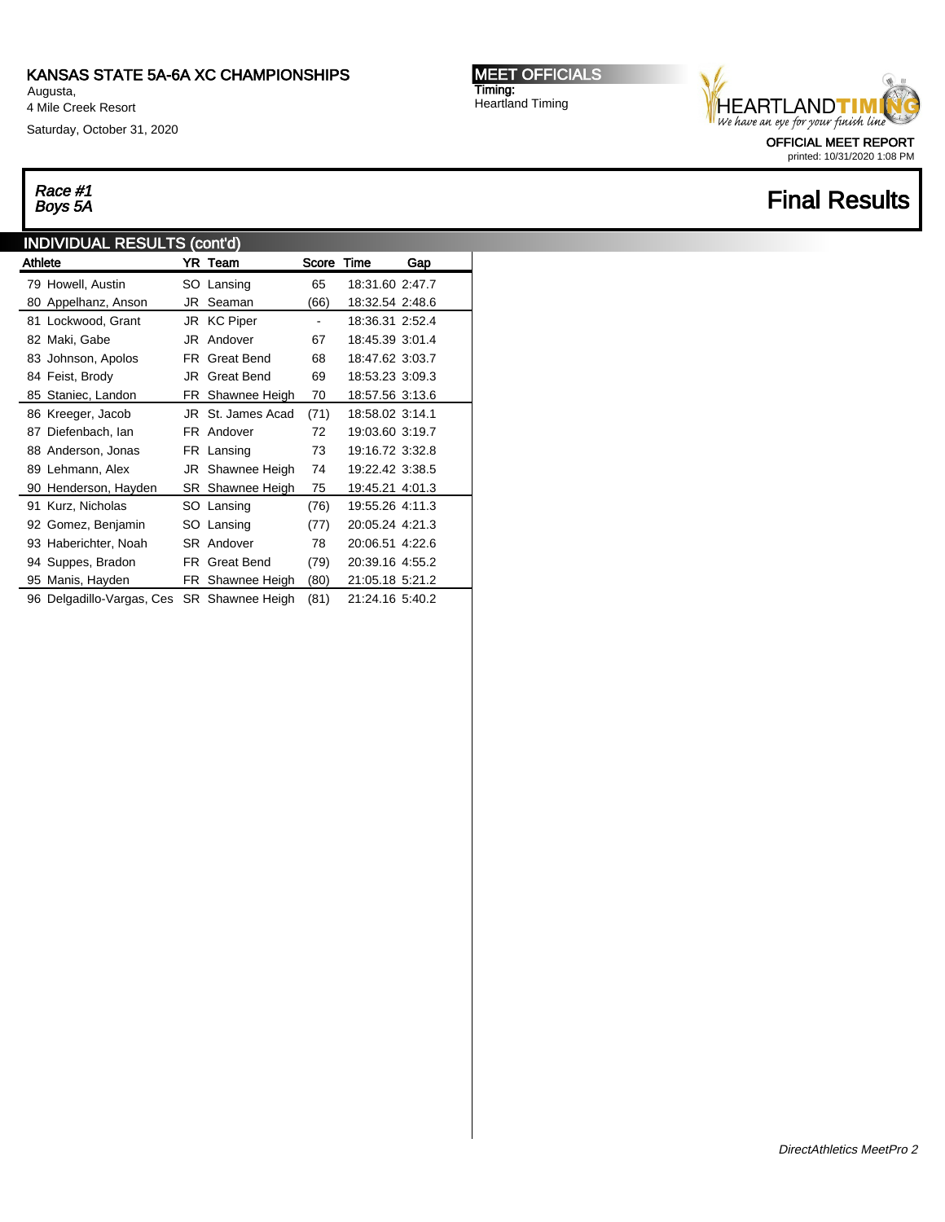KANSAS STATE 5A-6A XC CHAMPIONSHIPS
Augusta,
4 Mile Creek Resort
Saturday, October 31, 2020

**MEET OFFICIALS**
Timing:
Heartland Timing

OFFICIAL MEET REPORT
printed: 10/31/2020 1:08 PM

*Race #1*
*Boys 5A*

# Final Results

## INDIVIDUAL RESULTS (cont'd)

| | Athlete | YR | Team | Score | Time | Gap |
|---|---|---|---|---|---|---|
| 79 | Howell, Austin | SO | Lansing | 65 | 18:31.60 | 2:47.7 |
| 80 | Appelhanz, Anson | JR | Seaman | (66) | 18:32.54 | 2:48.6 |
| 81 | Lockwood, Grant | JR | KC Piper | - | 18:36.31 | 2:52.4 |
| 82 | Maki, Gabe | JR | Andover | 67 | 18:45.39 | 3:01.4 |
| 83 | Johnson, Apolos | FR | Great Bend | 68 | 18:47.62 | 3:03.7 |
| 84 | Feist, Brody | JR | Great Bend | 69 | 18:53.23 | 3:09.3 |
| 85 | Staniec, Landon | FR | Shawnee Heigh | 70 | 18:57.56 | 3:13.6 |
| 86 | Kreeger, Jacob | JR | St. James Acad | (71) | 18:58.02 | 3:14.1 |
| 87 | Diefenbach, Ian | FR | Andover | 72 | 19:03.60 | 3:19.7 |
| 88 | Anderson, Jonas | FR | Lansing | 73 | 19:16.72 | 3:32.8 |
| 89 | Lehmann, Alex | JR | Shawnee Heigh | 74 | 19:22.42 | 3:38.5 |
| 90 | Henderson, Hayden | SR | Shawnee Heigh | 75 | 19:45.21 | 4:01.3 |
| 91 | Kurz, Nicholas | SO | Lansing | (76) | 19:55.26 | 4:11.3 |
| 92 | Gomez, Benjamin | SO | Lansing | (77) | 20:05.24 | 4:21.3 |
| 93 | Haberichter, Noah | SR | Andover | 78 | 20:06.51 | 4:22.6 |
| 94 | Suppes, Bradon | FR | Great Bend | (79) | 20:39.16 | 4:55.2 |
| 95 | Manis, Hayden | FR | Shawnee Heigh | (80) | 21:05.18 | 5:21.2 |
| 96 | Delgadillo-Vargas, Ces | SR | Shawnee Heigh | (81) | 21:24.16 | 5:40.2 |

*DirectAthletics MeetPro 2*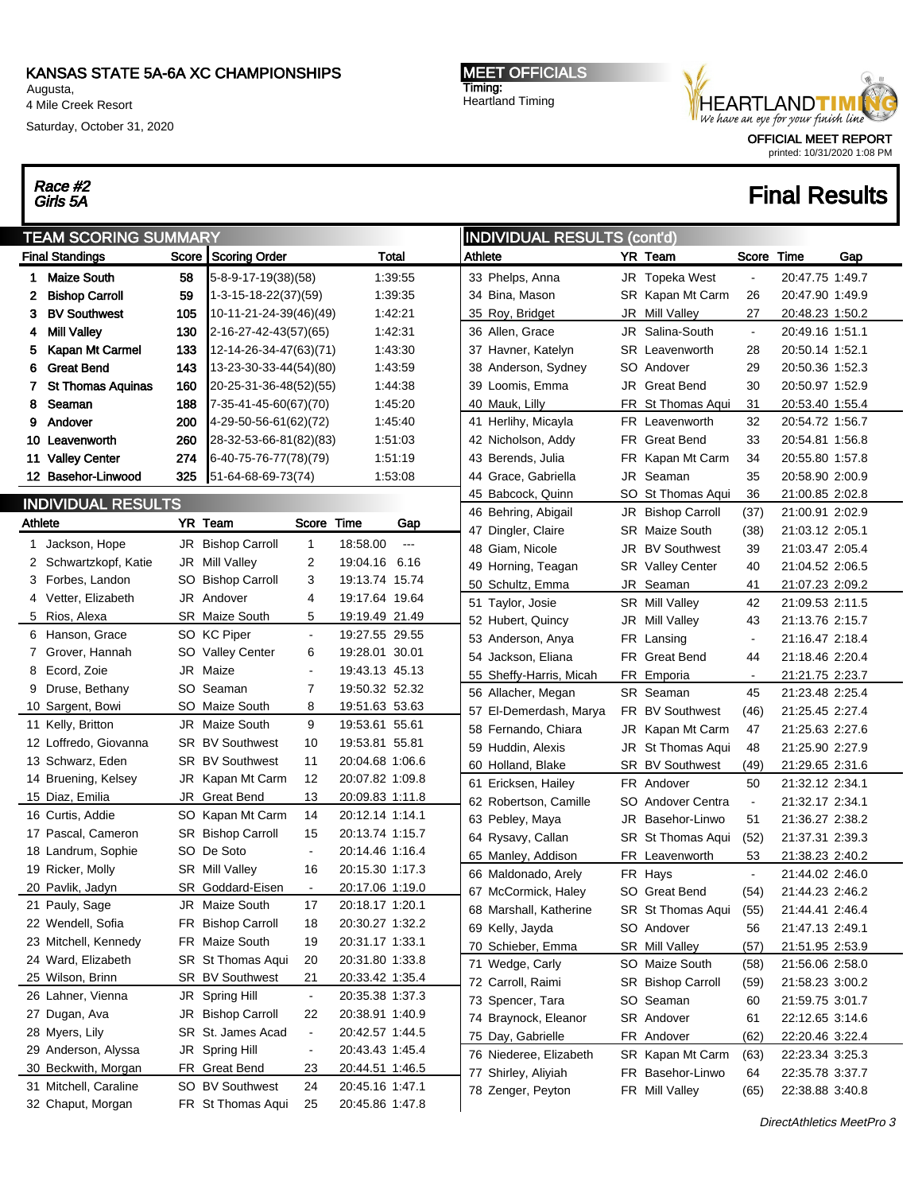# KANSAS STATE 5A-6A XC CHAMPIONSHIPS

Augusta,
4 Mile Creek Resort
Saturday, October 31, 2020

**MEET OFFICIALS**
Timing:
Heartland Timing

OFFICIAL MEET REPORT
printed: 10/31/2020 1:08 PM

*Race #2*
*Girls 5A*

## Final Results

### TEAM SCORING SUMMARY

| Final Standings | Score | Scoring Order | Total |
|---|---|---|---|
| 1 Maize South | 58 | 5-8-9-17-19(38)(58) | 1:39:55 |
| 2 Bishop Carroll | 59 | 1-3-15-18-22(37)(59) | 1:39:35 |
| 3 BV Southwest | 105 | 10-11-21-24-39(46)(49) | 1:42:21 |
| 4 Mill Valley | 130 | 2-16-27-42-43(57)(65) | 1:42:31 |
| 5 Kapan Mt Carmel | 133 | 12-14-26-34-47(63)(71) | 1:43:30 |
| 6 Great Bend | 143 | 13-23-30-33-44(54)(80) | 1:43:59 |
| 7 St Thomas Aquinas | 160 | 20-25-31-36-48(52)(55) | 1:44:38 |
| 8 Seaman | 188 | 7-35-41-45-60(67)(70) | 1:45:20 |
| 9 Andover | 200 | 4-29-50-56-61(62)(72) | 1:45:40 |
| 10 Leavenworth | 260 | 28-32-53-66-81(82)(83) | 1:51:03 |
| 11 Valley Center | 274 | 6-40-75-76-77(78)(79) | 1:51:19 |
| 12 Basehor-Linwood | 325 | 51-64-68-69-73(74) | 1:53:08 |

### INDIVIDUAL RESULTS

| Athlete | YR | Team | Score | Time | Gap |
|---|---|---|---|---|---|
| 1 Jackson, Hope | JR | Bishop Carroll | 1 | 18:58.00 | --- |
| 2 Schwartzkopf, Katie | JR | Mill Valley | 2 | 19:04.16 | 6.16 |
| 3 Forbes, Landon | SO | Bishop Carroll | 3 | 19:13.74 | 15.74 |
| 4 Vetter, Elizabeth | JR | Andover | 4 | 19:17.64 | 19.64 |
| 5 Rios, Alexa | SR | Maize South | 5 | 19:19.49 | 21.49 |
| 6 Hanson, Grace | SO | KC Piper | - | 19:27.55 | 29.55 |
| 7 Grover, Hannah | SO | Valley Center | 6 | 19:28.01 | 30.01 |
| 8 Ecord, Zoie | JR | Maize | - | 19:43.13 | 45.13 |
| 9 Druse, Bethany | SO | Seaman | 7 | 19:50.32 | 52.32 |
| 10 Sargent, Bowi | SO | Maize South | 8 | 19:51.63 | 53.63 |
| 11 Kelly, Britton | JR | Maize South | 9 | 19:53.61 | 55.61 |
| 12 Loffredo, Giovanna | SR | BV Southwest | 10 | 19:53.81 | 55.81 |
| 13 Schwarz, Eden | SR | BV Southwest | 11 | 20:04.68 | 1:06.6 |
| 14 Bruening, Kelsey | JR | Kapan Mt Carm | 12 | 20:07.82 | 1:09.8 |
| 15 Diaz, Emilia | JR | Great Bend | 13 | 20:09.83 | 1:11.8 |
| 16 Curtis, Addie | SO | Kapan Mt Carm | 14 | 20:12.14 | 1:14.1 |
| 17 Pascal, Cameron | SR | Bishop Carroll | 15 | 20:13.74 | 1:15.7 |
| 18 Landrum, Sophie | SO | De Soto | - | 20:14.46 | 1:16.4 |
| 19 Ricker, Molly | SR | Mill Valley | 16 | 20:15.30 | 1:17.3 |
| 20 Pavlik, Jadyn | SR | Goddard-Eisen | - | 20:17.06 | 1:19.0 |
| 21 Pauly, Sage | JR | Maize South | 17 | 20:18.17 | 1:20.1 |
| 22 Wendell, Sofia | FR | Bishop Carroll | 18 | 20:30.27 | 1:32.2 |
| 23 Mitchell, Kennedy | FR | Maize South | 19 | 20:31.17 | 1:33.1 |
| 24 Ward, Elizabeth | SR | St Thomas Aqui | 20 | 20:31.80 | 1:33.8 |
| 25 Wilson, Brinn | SR | BV Southwest | 21 | 20:33.42 | 1:35.4 |
| 26 Lahner, Vienna | JR | Spring Hill | - | 20:35.38 | 1:37.3 |
| 27 Dugan, Ava | JR | Bishop Carroll | 22 | 20:38.91 | 1:40.9 |
| 28 Myers, Lily | SR | St. James Acad | - | 20:42.57 | 1:44.5 |
| 29 Anderson, Alyssa | JR | Spring Hill | - | 20:43.43 | 1:45.4 |
| 30 Beckwith, Morgan | FR | Great Bend | 23 | 20:44.51 | 1:46.5 |
| 31 Mitchell, Caraline | SO | BV Southwest | 24 | 20:45.16 | 1:47.1 |
| 32 Chaput, Morgan | FR | St Thomas Aqui | 25 | 20:45.86 | 1:47.8 |

### INDIVIDUAL RESULTS (cont'd)

| Athlete | YR | Team | Score | Time | Gap |
|---|---|---|---|---|---|
| 33 Phelps, Anna | JR | Topeka West | - | 20:47.75 | 1:49.7 |
| 34 Bina, Mason | SR | Kapan Mt Carm | 26 | 20:47.90 | 1:49.9 |
| 35 Roy, Bridget | JR | Mill Valley | 27 | 20:48.23 | 1:50.2 |
| 36 Allen, Grace | JR | Salina-South | - | 20:49.16 | 1:51.1 |
| 37 Havner, Katelyn | SR | Leavenworth | 28 | 20:50.14 | 1:52.1 |
| 38 Anderson, Sydney | SO | Andover | 29 | 20:50.36 | 1:52.3 |
| 39 Loomis, Emma | JR | Great Bend | 30 | 20:50.97 | 1:52.9 |
| 40 Mauk, Lilly | FR | St Thomas Aqui | 31 | 20:53.40 | 1:55.4 |
| 41 Herlihy, Micayla | FR | Leavenworth | 32 | 20:54.72 | 1:56.7 |
| 42 Nicholson, Addy | FR | Great Bend | 33 | 20:54.81 | 1:56.8 |
| 43 Berends, Julia | FR | Kapan Mt Carm | 34 | 20:55.80 | 1:57.8 |
| 44 Grace, Gabriella | JR | Seaman | 35 | 20:58.90 | 2:00.9 |
| 45 Babcock, Quinn | SO | St Thomas Aqui | 36 | 21:00.85 | 2:02.8 |
| 46 Behring, Abigail | JR | Bishop Carroll | (37) | 21:00.91 | 2:02.9 |
| 47 Dingler, Claire | SR | Maize South | (38) | 21:03.12 | 2:05.1 |
| 48 Giam, Nicole | JR | BV Southwest | 39 | 21:03.47 | 2:05.4 |
| 49 Horning, Teagan | SR | Valley Center | 40 | 21:04.52 | 2:06.5 |
| 50 Schultz, Emma | JR | Seaman | 41 | 21:07.23 | 2:09.2 |
| 51 Taylor, Josie | SR | Mill Valley | 42 | 21:09.53 | 2:11.5 |
| 52 Hubert, Quincy | JR | Mill Valley | 43 | 21:13.76 | 2:15.7 |
| 53 Anderson, Anya | FR | Lansing | - | 21:16.47 | 2:18.4 |
| 54 Jackson, Eliana | FR | Great Bend | 44 | 21:18.46 | 2:20.4 |
| 55 Sheffy-Harris, Micah | FR | Emporia | - | 21:21.75 | 2:23.7 |
| 56 Allacher, Megan | SR | Seaman | 45 | 21:23.48 | 2:25.4 |
| 57 El-Demerdash, Marya | FR | BV Southwest | (46) | 21:25.45 | 2:27.4 |
| 58 Fernando, Chiara | JR | Kapan Mt Carm | 47 | 21:25.63 | 2:27.6 |
| 59 Huddin, Alexis | JR | St Thomas Aqui | 48 | 21:25.90 | 2:27.9 |
| 60 Holland, Blake | SR | BV Southwest | (49) | 21:29.65 | 2:31.6 |
| 61 Ericksen, Hailey | FR | Andover | 50 | 21:32.12 | 2:34.1 |
| 62 Robertson, Camille | SO | Andover Centra | - | 21:32.17 | 2:34.1 |
| 63 Pebley, Maya | JR | Basehor-Linwo | 51 | 21:36.27 | 2:38.2 |
| 64 Rysavy, Callan | SR | St Thomas Aqui | (52) | 21:37.31 | 2:39.3 |
| 65 Manley, Addison | FR | Leavenworth | 53 | 21:38.23 | 2:40.2 |
| 66 Maldonado, Arely | FR | Hays | - | 21:44.02 | 2:46.0 |
| 67 McCormick, Haley | SO | Great Bend | (54) | 21:44.23 | 2:46.2 |
| 68 Marshall, Katherine | SR | St Thomas Aqui | (55) | 21:44.41 | 2:46.4 |
| 69 Kelly, Jayda | SO | Andover | 56 | 21:47.13 | 2:49.1 |
| 70 Schieber, Emma | SR | Mill Valley | (57) | 21:51.95 | 2:53.9 |
| 71 Wedge, Carly | SO | Maize South | (58) | 21:56.06 | 2:58.0 |
| 72 Carroll, Raimi | SR | Bishop Carroll | (59) | 21:58.23 | 3:00.2 |
| 73 Spencer, Tara | SO | Seaman | 60 | 21:59.75 | 3:01.7 |
| 74 Braynock, Eleanor | SR | Andover | 61 | 22:12.65 | 3:14.6 |
| 75 Day, Gabrielle | FR | Andover | (62) | 22:20.46 | 3:22.4 |
| 76 Niederee, Elizabeth | SR | Kapan Mt Carm | (63) | 22:23.34 | 3:25.3 |
| 77 Shirley, Aliyiah | FR | Basehor-Linwo | 64 | 22:35.78 | 3:37.7 |
| 78 Zenger, Peyton | FR | Mill Valley | (65) | 22:38.88 | 3:40.8 |

*DirectAthletics MeetPro 3*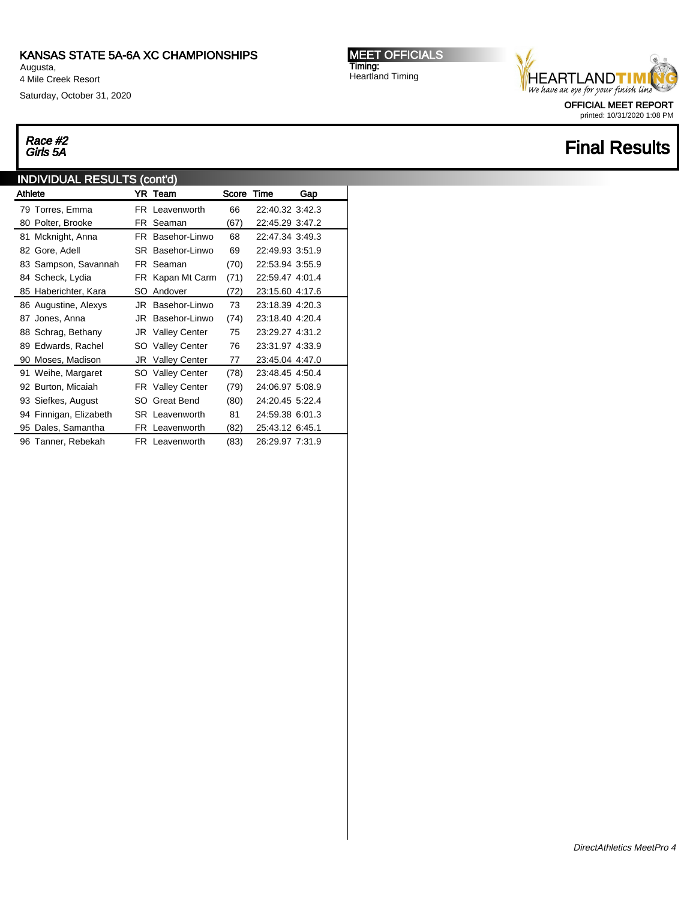KANSAS STATE 5A-6A XC CHAMPIONSHIPS
Augusta,
4 Mile Creek Resort
Saturday, October 31, 2020

**MEET OFFICIALS**
Timing:
Heartland Timing

OFFICIAL MEET REPORT
printed: 10/31/2020 1:08 PM

*Race #2*
*Girls 5A*

# Final Results

## INDIVIDUAL RESULTS (cont'd)

| Athlete | YR | Team | Score | Time | Gap |
|---|---|---|---|---|---|
| 79 Torres, Emma | FR | Leavenworth | 66 | 22:40.32 | 3:42.3 |
| 80 Polter, Brooke | FR | Seaman | (67) | 22:45.29 | 3:47.2 |
| 81 Mcknight, Anna | FR | Basehor-Linwo | 68 | 22:47.34 | 3:49.3 |
| 82 Gore, Adell | SR | Basehor-Linwo | 69 | 22:49.93 | 3:51.9 |
| 83 Sampson, Savannah | FR | Seaman | (70) | 22:53.94 | 3:55.9 |
| 84 Scheck, Lydia | FR | Kapan Mt Carm | (71) | 22:59.47 | 4:01.4 |
| 85 Haberichter, Kara | SO | Andover | (72) | 23:15.60 | 4:17.6 |
| 86 Augustine, Alexys | JR | Basehor-Linwo | 73 | 23:18.39 | 4:20.3 |
| 87 Jones, Anna | JR | Basehor-Linwo | (74) | 23:18.40 | 4:20.4 |
| 88 Schrag, Bethany | JR | Valley Center | 75 | 23:29.27 | 4:31.2 |
| 89 Edwards, Rachel | SO | Valley Center | 76 | 23:31.97 | 4:33.9 |
| 90 Moses, Madison | JR | Valley Center | 77 | 23:45.04 | 4:47.0 |
| 91 Weihe, Margaret | SO | Valley Center | (78) | 23:48.45 | 4:50.4 |
| 92 Burton, Micaiah | FR | Valley Center | (79) | 24:06.97 | 5:08.9 |
| 93 Siefkes, August | SO | Great Bend | (80) | 24:20.45 | 5:22.4 |
| 94 Finnigan, Elizabeth | SR | Leavenworth | 81 | 24:59.38 | 6:01.3 |
| 95 Dales, Samantha | FR | Leavenworth | (82) | 25:43.12 | 6:45.1 |
| 96 Tanner, Rebekah | FR | Leavenworth | (83) | 26:29.97 | 7:31.9 |

*DirectAthletics MeetPro 4*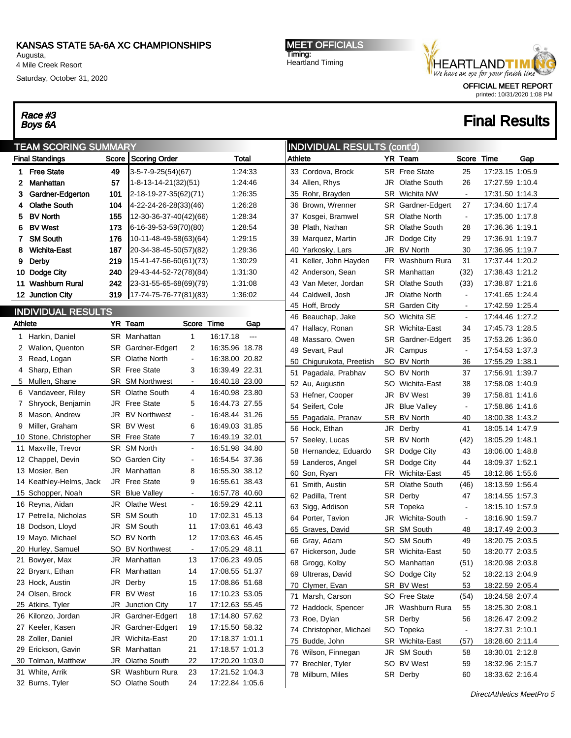# KANSAS STATE 5A-6A XC CHAMPIONSHIPS

Augusta,
4 Mile Creek Resort
Saturday, October 31, 2020

**MEET OFFICIALS**
Timing:
Heartland Timing

HEARTLAND TIMING — We have an eye for your finish line

OFFICIAL MEET REPORT
printed: 10/31/2020 1:08 PM

## *Race #3 Boys 6A*

## Final Results

### TEAM SCORING SUMMARY

| Final Standings | | Score | Scoring Order | Total |
|---|---|---|---|---|
| 1 | Free State | 49 | 3-5-7-9-25(54)(67) | 1:24:33 |
| 2 | Manhattan | 57 | 1-8-13-14-21(32)(51) | 1:24:46 |
| 3 | Gardner-Edgerton | 101 | 2-18-19-27-35(62)(71) | 1:26:35 |
| 4 | Olathe South | 104 | 4-22-24-26-28(33)(46) | 1:26:28 |
| 5 | BV North | 155 | 12-30-36-37-40(42)(66) | 1:28:34 |
| 6 | BV West | 173 | 6-16-39-53-59(70)(80) | 1:28:54 |
| 7 | SM South | 176 | 10-11-48-49-58(63)(64) | 1:29:15 |
| 8 | Wichita-East | 187 | 20-34-38-45-50(57)(82) | 1:29:36 |
| 9 | Derby | 219 | 15-41-47-56-60(61)(73) | 1:30:29 |
| 10 | Dodge City | 240 | 29-43-44-52-72(78)(84) | 1:31:30 |
| 11 | Washburn Rural | 242 | 23-31-55-65-68(69)(79) | 1:31:08 |
| 12 | Junction City | 319 | 17-74-75-76-77(81)(83) | 1:36:02 |

### INDIVIDUAL RESULTS

| | Athlete | YR | Team | Score | Time | Gap |
|---|---|---|---|---|---|---|
| 1 | Harkin, Daniel | SR | Manhattan | 1 | 16:17.18 | --- |
| 2 | Walion, Quenton | SR | Gardner-Edgert | 2 | 16:35.96 | 18.78 |
| 3 | Read, Logan | SR | Olathe North | - | 16:38.00 | 20.82 |
| 4 | Sharp, Ethan | SR | Free State | 3 | 16:39.49 | 22.31 |
| 5 | Mullen, Shane | SR | SM Northwest | - | 16:40.18 | 23.00 |
| 6 | Vandaveer, Riley | SR | Olathe South | 4 | 16:40.98 | 23.80 |
| 7 | Shryock, Benjamin | JR | Free State | 5 | 16:44.73 | 27.55 |
| 8 | Mason, Andrew | JR | BV Northwest | - | 16:48.44 | 31.26 |
| 9 | Miller, Graham | SR | BV West | 6 | 16:49.03 | 31.85 |
| 10 | Stone, Christopher | SR | Free State | 7 | 16:49.19 | 32.01 |
| 11 | Maxville, Trevor | SR | SM North | - | 16:51.98 | 34.80 |
| 12 | Chappel, Devin | SO | Garden City | - | 16:54.54 | 37.36 |
| 13 | Mosier, Ben | JR | Manhattan | 8 | 16:55.30 | 38.12 |
| 14 | Keathley-Helms, Jack | JR | Free State | 9 | 16:55.61 | 38.43 |
| 15 | Schopper, Noah | SR | Blue Valley | - | 16:57.78 | 40.60 |
| 16 | Reyna, Aidan | JR | Olathe West | - | 16:59.29 | 42.11 |
| 17 | Petrella, Nicholas | SR | SM South | 10 | 17:02.31 | 45.13 |
| 18 | Dodson, Lloyd | JR | SM South | 11 | 17:03.61 | 46.43 |
| 19 | Mayo, Michael | SO | BV North | 12 | 17:03.63 | 46.45 |
| 20 | Hurley, Samuel | SO | BV Northwest | - | 17:05.29 | 48.11 |
| 21 | Bowyer, Max | JR | Manhattan | 13 | 17:06.23 | 49.05 |
| 22 | Bryant, Ethan | FR | Manhattan | 14 | 17:08.55 | 51.37 |
| 23 | Hock, Austin | JR | Derby | 15 | 17:08.86 | 51.68 |
| 24 | Olsen, Brock | FR | BV West | 16 | 17:10.23 | 53.05 |
| 25 | Atkins, Tyler | JR | Junction City | 17 | 17:12.63 | 55.45 |
| 26 | Kilonzo, Jordan | JR | Gardner-Edgert | 18 | 17:14.80 | 57.62 |
| 27 | Keeler, Kasen | JR | Gardner-Edgert | 19 | 17:15.50 | 58.32 |
| 28 | Zoller, Daniel | JR | Wichita-East | 20 | 17:18.37 | 1:01.1 |
| 29 | Erickson, Gavin | SR | Manhattan | 21 | 17:18.57 | 1:01.3 |
| 30 | Tolman, Matthew | JR | Olathe South | 22 | 17:20.20 | 1:03.0 |
| 31 | White, Arrik | SR | Washburn Rura | 23 | 17:21.52 | 1:04.3 |
| 32 | Burns, Tyler | SO | Olathe South | 24 | 17:22.84 | 1:05.6 |

### INDIVIDUAL RESULTS (cont'd)

| | Athlete | YR | Team | Score | Time | Gap |
|---|---|---|---|---|---|---|
| 33 | Cordova, Brock | SR | Free State | 25 | 17:23.15 | 1:05.9 |
| 34 | Allen, Rhys | JR | Olathe South | 26 | 17:27.59 | 1:10.4 |
| 35 | Rohr, Brayden | SR | Wichita NW | - | 17:31.50 | 1:14.3 |
| 36 | Brown, Wrenner | SR | Gardner-Edgert | 27 | 17:34.60 | 1:17.4 |
| 37 | Kosgei, Bramwel | SR | Olathe North | - | 17:35.00 | 1:17.8 |
| 38 | Plath, Nathan | SR | Olathe South | 28 | 17:36.36 | 1:19.1 |
| 39 | Marquez, Martin | JR | Dodge City | 29 | 17:36.91 | 1:19.7 |
| 40 | Yarkosky, Lars | JR | BV North | 30 | 17:36.95 | 1:19.7 |
| 41 | Keller, John Hayden | FR | Washburn Rura | 31 | 17:37.44 | 1:20.2 |
| 42 | Anderson, Sean | SR | Manhattan | (32) | 17:38.43 | 1:21.2 |
| 43 | Van Meter, Jordan | SR | Olathe South | (33) | 17:38.87 | 1:21.6 |
| 44 | Caldwell, Josh | JR | Olathe North | - | 17:41.65 | 1:24.4 |
| 45 | Hoff, Brody | SR | Garden City | - | 17:42.59 | 1:25.4 |
| 46 | Beauchap, Jake | SO | Wichita SE | - | 17:44.46 | 1:27.2 |
| 47 | Hallacy, Ronan | SR | Wichita-East | 34 | 17:45.73 | 1:28.5 |
| 48 | Massaro, Owen | SR | Gardner-Edgert | 35 | 17:53.26 | 1:36.0 |
| 49 | Sevart, Paul | JR | Campus | - | 17:54.53 | 1:37.3 |
| 50 | Chigurukota, Preetish | SO | BV North | 36 | 17:55.29 | 1:38.1 |
| 51 | Pagadala, Prabhav | SO | BV North | 37 | 17:56.91 | 1:39.7 |
| 52 | Au, Augustin | SO | Wichita-East | 38 | 17:58.08 | 1:40.9 |
| 53 | Hefner, Cooper | JR | BV West | 39 | 17:58.81 | 1:41.6 |
| 54 | Seifert, Cole | JR | Blue Valley | - | 17:58.86 | 1:41.6 |
| 55 | Pagadala, Pranav | SR | BV North | 40 | 18:00.38 | 1:43.2 |
| 56 | Hock, Ethan | JR | Derby | 41 | 18:05.14 | 1:47.9 |
| 57 | Seeley, Lucas | SR | BV North | (42) | 18:05.29 | 1:48.1 |
| 58 | Hernandez, Eduardo | SR | Dodge City | 43 | 18:06.00 | 1:48.8 |
| 59 | Landeros, Angel | SR | Dodge City | 44 | 18:09.37 | 1:52.1 |
| 60 | Son, Ryan | FR | Wichita-East | 45 | 18:12.86 | 1:55.6 |
| 61 | Smith, Austin | SR | Olathe South | (46) | 18:13.59 | 1:56.4 |
| 62 | Padilla, Trent | SR | Derby | 47 | 18:14.55 | 1:57.3 |
| 63 | Sigg, Addison | SR | Topeka | - | 18:15.10 | 1:57.9 |
| 64 | Porter, Tavion | JR | Wichita-South | - | 18:16.90 | 1:59.7 |
| 65 | Graves, David | SR | SM South | 48 | 18:17.49 | 2:00.3 |
| 66 | Gray, Adam | SO | SM South | 49 | 18:20.75 | 2:03.5 |
| 67 | Hickerson, Jude | SR | Wichita-East | 50 | 18:20.77 | 2:03.5 |
| 68 | Grogg, Kolby | SO | Manhattan | (51) | 18:20.98 | 2:03.8 |
| 69 | Ultreras, David | SO | Dodge City | 52 | 18:22.13 | 2:04.9 |
| 70 | Clymer, Evan | SR | BV West | 53 | 18:22.59 | 2:05.4 |
| 71 | Marsh, Carson | SO | Free State | (54) | 18:24.58 | 2:07.4 |
| 72 | Haddock, Spencer | JR | Washburn Rura | 55 | 18:25.30 | 2:08.1 |
| 73 | Roe, Dylan | SR | Derby | 56 | 18:26.47 | 2:09.2 |
| 74 | Christopher, Michael | SO | Topeka | - | 18:27.31 | 2:10.1 |
| 75 | Budde, John | SR | Wichita-East | (57) | 18:28.60 | 2:11.4 |
| 76 | Wilson, Finnegan | JR | SM South | 58 | 18:30.01 | 2:12.8 |
| 77 | Brechler, Tyler | SO | BV West | 59 | 18:32.96 | 2:15.7 |
| 78 | Milburn, Miles | SR | Derby | 60 | 18:33.62 | 2:16.4 |

*DirectAthletics MeetPro 5*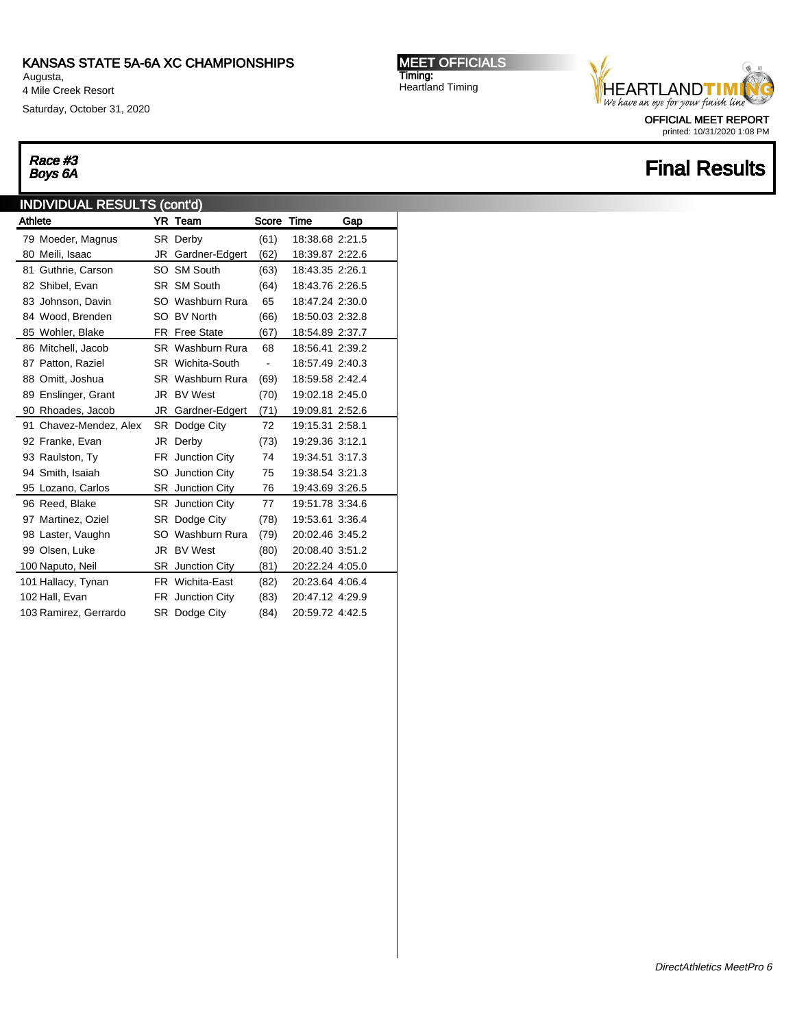KANSAS STATE 5A-6A XC CHAMPIONSHIPS
Augusta,
4 Mile Creek Resort
Saturday, October 31, 2020

**MEET OFFICIALS**
Timing:
Heartland Timing

OFFICIAL MEET REPORT
printed: 10/31/2020 1:08 PM

***Race #3***
***Boys 6A***

# Final Results

## INDIVIDUAL RESULTS (cont'd)

| | Athlete | YR | Team | Score | Time | Gap |
|---|---|---|---|---|---|---|
| 79 | Moeder, Magnus | SR | Derby | (61) | 18:38.68 | 2:21.5 |
| 80 | Meili, Isaac | JR | Gardner-Edgert | (62) | 18:39.87 | 2:22.6 |
| 81 | Guthrie, Carson | SO | SM South | (63) | 18:43.35 | 2:26.1 |
| 82 | Shibel, Evan | SR | SM South | (64) | 18:43.76 | 2:26.5 |
| 83 | Johnson, Davin | SO | Washburn Rura | 65 | 18:47.24 | 2:30.0 |
| 84 | Wood, Brenden | SO | BV North | (66) | 18:50.03 | 2:32.8 |
| 85 | Wohler, Blake | FR | Free State | (67) | 18:54.89 | 2:37.7 |
| 86 | Mitchell, Jacob | SR | Washburn Rura | 68 | 18:56.41 | 2:39.2 |
| 87 | Patton, Raziel | SR | Wichita-South | - | 18:57.49 | 2:40.3 |
| 88 | Omitt, Joshua | SR | Washburn Rura | (69) | 18:59.58 | 2:42.4 |
| 89 | Enslinger, Grant | JR | BV West | (70) | 19:02.18 | 2:45.0 |
| 90 | Rhoades, Jacob | JR | Gardner-Edgert | (71) | 19:09.81 | 2:52.6 |
| 91 | Chavez-Mendez, Alex | SR | Dodge City | 72 | 19:15.31 | 2:58.1 |
| 92 | Franke, Evan | JR | Derby | (73) | 19:29.36 | 3:12.1 |
| 93 | Raulston, Ty | FR | Junction City | 74 | 19:34.51 | 3:17.3 |
| 94 | Smith, Isaiah | SO | Junction City | 75 | 19:38.54 | 3:21.3 |
| 95 | Lozano, Carlos | SR | Junction City | 76 | 19:43.69 | 3:26.5 |
| 96 | Reed, Blake | SR | Junction City | 77 | 19:51.78 | 3:34.6 |
| 97 | Martinez, Oziel | SR | Dodge City | (78) | 19:53.61 | 3:36.4 |
| 98 | Laster, Vaughn | SO | Washburn Rura | (79) | 20:02.46 | 3:45.2 |
| 99 | Olsen, Luke | JR | BV West | (80) | 20:08.40 | 3:51.2 |
| 100 | Naputo, Neil | SR | Junction City | (81) | 20:22.24 | 4:05.0 |
| 101 | Hallacy, Tynan | FR | Wichita-East | (82) | 20:23.64 | 4:06.4 |
| 102 | Hall, Evan | FR | Junction City | (83) | 20:47.12 | 4:29.9 |
| 103 | Ramirez, Gerrardo | SR | Dodge City | (84) | 20:59.72 | 4:42.5 |

*DirectAthletics MeetPro 6*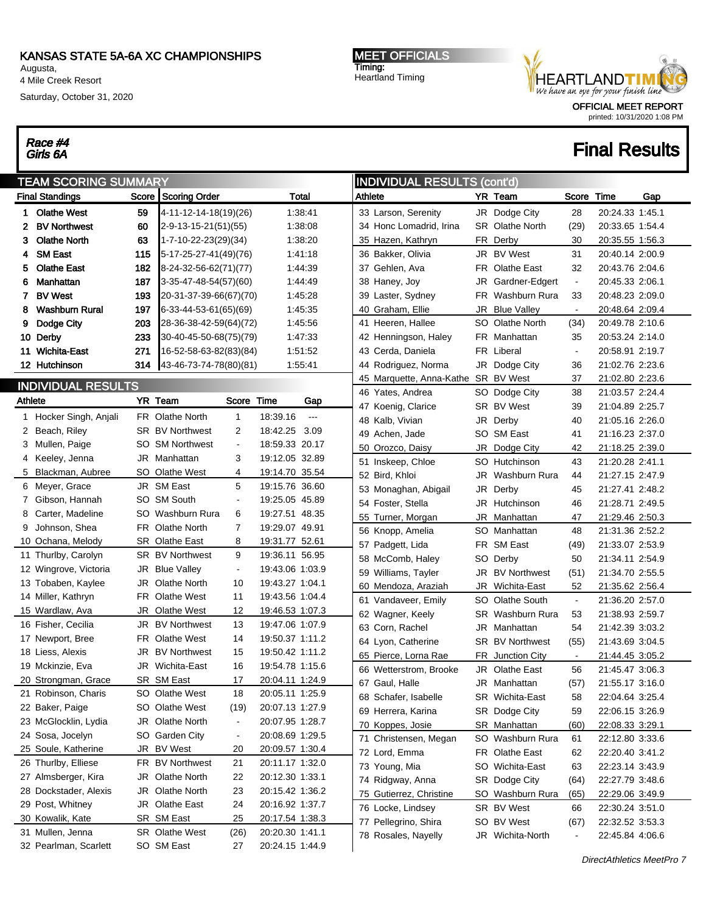# KANSAS STATE 5A-6A XC CHAMPIONSHIPS

Augusta,
4 Mile Creek Resort
Saturday, October 31, 2020

**MEET OFFICIALS**
Timing:
Heartland Timing

OFFICIAL MEET REPORT
printed: 10/31/2020 1:08 PM

*Race #4*
*Girls 6A*

## Final Results

### TEAM SCORING SUMMARY

| Final Standings | | Score | Scoring Order | Total |
|---|---|---|---|---|
| 1 | Olathe West | 59 | 4-11-12-14-18(19)(26) | 1:38:41 |
| 2 | BV Northwest | 60 | 2-9-13-15-21(51)(55) | 1:38:08 |
| 3 | Olathe North | 63 | 1-7-10-22-23(29)(34) | 1:38:20 |
| 4 | SM East | 115 | 5-17-25-27-41(49)(76) | 1:41:18 |
| 5 | Olathe East | 182 | 8-24-32-56-62(71)(77) | 1:44:39 |
| 6 | Manhattan | 187 | 3-35-47-48-54(57)(60) | 1:44:49 |
| 7 | BV West | 193 | 20-31-37-39-66(67)(70) | 1:45:28 |
| 8 | Washburn Rural | 197 | 6-33-44-53-61(65)(69) | 1:45:35 |
| 9 | Dodge City | 203 | 28-36-38-42-59(64)(72) | 1:45:56 |
| 10 | Derby | 233 | 30-40-45-50-68(75)(79) | 1:47:33 |
| 11 | Wichita-East | 271 | 16-52-58-63-82(83)(84) | 1:51:52 |
| 12 | Hutchinson | 314 | 43-46-73-74-78(80)(81) | 1:55:41 |

### INDIVIDUAL RESULTS

| | Athlete | YR | Team | Score | Time | Gap |
|---|---|---|---|---|---|---|
| 1 | Hocker Singh, Anjali | FR | Olathe North | 1 | 18:39.16 | --- |
| 2 | Beach, Riley | SR | BV Northwest | 2 | 18:42.25 | 3.09 |
| 3 | Mullen, Paige | SO | SM Northwest | - | 18:59.33 | 20.17 |
| 4 | Keeley, Jenna | JR | Manhattan | 3 | 19:12.05 | 32.89 |
| 5 | Blackman, Aubree | SO | Olathe West | 4 | 19:14.70 | 35.54 |
| 6 | Meyer, Grace | JR | SM East | 5 | 19:15.76 | 36.60 |
| 7 | Gibson, Hannah | SO | SM South | - | 19:25.05 | 45.89 |
| 8 | Carter, Madeline | SO | Washburn Rura | 6 | 19:27.51 | 48.35 |
| 9 | Johnson, Shea | FR | Olathe North | 7 | 19:29.07 | 49.91 |
| 10 | Ochana, Melody | SR | Olathe East | 8 | 19:31.77 | 52.61 |
| 11 | Thurlby, Carolyn | SR | BV Northwest | 9 | 19:36.11 | 56.95 |
| 12 | Wingrove, Victoria | JR | Blue Valley | - | 19:43.06 | 1:03.9 |
| 13 | Tobaben, Kaylee | JR | Olathe North | 10 | 19:43.27 | 1:04.1 |
| 14 | Miller, Kathryn | FR | Olathe West | 11 | 19:43.56 | 1:04.4 |
| 15 | Wardlaw, Ava | JR | Olathe West | 12 | 19:46.53 | 1:07.3 |
| 16 | Fisher, Cecilia | JR | BV Northwest | 13 | 19:47.06 | 1:07.9 |
| 17 | Newport, Bree | FR | Olathe West | 14 | 19:50.37 | 1:11.2 |
| 18 | Liess, Alexis | JR | BV Northwest | 15 | 19:50.42 | 1:11.2 |
| 19 | Mckinzie, Eva | JR | Wichita-East | 16 | 19:54.78 | 1:15.6 |
| 20 | Strongman, Grace | SR | SM East | 17 | 20:04.11 | 1:24.9 |
| 21 | Robinson, Charis | SO | Olathe West | 18 | 20:05.11 | 1:25.9 |
| 22 | Baker, Paige | SO | Olathe West | (19) | 20:07.13 | 1:27.9 |
| 23 | McGlocklin, Lydia | JR | Olathe North | - | 20:07.95 | 1:28.7 |
| 24 | Sosa, Jocelyn | SO | Garden City | - | 20:08.69 | 1:29.5 |
| 25 | Soule, Katherine | JR | BV West | 20 | 20:09.57 | 1:30.4 |
| 26 | Thurlby, Elliese | FR | BV Northwest | 21 | 20:11.17 | 1:32.0 |
| 27 | Almsberger, Kira | JR | Olathe North | 22 | 20:12.30 | 1:33.1 |
| 28 | Dockstader, Alexis | JR | Olathe North | 23 | 20:15.42 | 1:36.2 |
| 29 | Post, Whitney | JR | Olathe East | 24 | 20:16.92 | 1:37.7 |
| 30 | Kowalik, Kate | SR | SM East | 25 | 20:17.54 | 1:38.3 |
| 31 | Mullen, Jenna | SR | Olathe West | (26) | 20:20.30 | 1:41.1 |
| 32 | Pearlman, Scarlett | SO | SM East | 27 | 20:24.15 | 1:44.9 |

### INDIVIDUAL RESULTS (cont'd)

| | Athlete | YR | Team | Score | Time | Gap |
|---|---|---|---|---|---|---|
| 33 | Larson, Serenity | JR | Dodge City | 28 | 20:24.33 | 1:45.1 |
| 34 | Honc Lomadrid, Irina | SR | Olathe North | (29) | 20:33.65 | 1:54.4 |
| 35 | Hazen, Kathryn | FR | Derby | 30 | 20:35.55 | 1:56.3 |
| 36 | Bakker, Olivia | JR | BV West | 31 | 20:40.14 | 2:00.9 |
| 37 | Gehlen, Ava | FR | Olathe East | 32 | 20:43.76 | 2:04.6 |
| 38 | Haney, Joy | JR | Gardner-Edgert | - | 20:45.33 | 2:06.1 |
| 39 | Laster, Sydney | FR | Washburn Rura | 33 | 20:48.23 | 2:09.0 |
| 40 | Graham, Ellie | JR | Blue Valley | - | 20:48.64 | 2:09.4 |
| 41 | Heeren, Hallee | SO | Olathe North | (34) | 20:49.78 | 2:10.6 |
| 42 | Henningson, Haley | FR | Manhattan | 35 | 20:53.24 | 2:14.0 |
| 43 | Cerda, Daniela | FR | Liberal | - | 20:58.91 | 2:19.7 |
| 44 | Rodriguez, Norma | JR | Dodge City | 36 | 21:02.76 | 2:23.6 |
| 45 | Marquette, Anna-Kathe | SR | BV West | 37 | 21:02.80 | 2:23.6 |
| 46 | Yates, Andrea | SO | Dodge City | 38 | 21:03.57 | 2:24.4 |
| 47 | Koenig, Clarice | SR | BV West | 39 | 21:04.89 | 2:25.7 |
| 48 | Kalb, Vivian | JR | Derby | 40 | 21:05.16 | 2:26.0 |
| 49 | Achen, Jade | SO | SM East | 41 | 21:16.23 | 2:37.0 |
| 50 | Orozco, Daisy | JR | Dodge City | 42 | 21:18.25 | 2:39.0 |
| 51 | Inskeep, Chloe | SO | Hutchinson | 43 | 21:20.28 | 2:41.1 |
| 52 | Bird, Khloi | JR | Washburn Rura | 44 | 21:27.15 | 2:47.9 |
| 53 | Monaghan, Abigail | JR | Derby | 45 | 21:27.41 | 2:48.2 |
| 54 | Foster, Stella | JR | Hutchinson | 46 | 21:28.71 | 2:49.5 |
| 55 | Turner, Morgan | JR | Manhattan | 47 | 21:29.46 | 2:50.3 |
| 56 | Knopp, Amelia | SO | Manhattan | 48 | 21:31.36 | 2:52.2 |
| 57 | Padgett, Lida | FR | SM East | (49) | 21:33.07 | 2:53.9 |
| 58 | McComb, Haley | SO | Derby | 50 | 21:34.11 | 2:54.9 |
| 59 | Williams, Tayler | JR | BV Northwest | (51) | 21:34.70 | 2:55.5 |
| 60 | Mendoza, Araziah | JR | Wichita-East | 52 | 21:35.62 | 2:56.4 |
| 61 | Vandaveer, Emily | SO | Olathe South | - | 21:36.20 | 2:57.0 |
| 62 | Wagner, Keely | SR | Washburn Rura | 53 | 21:38.93 | 2:59.7 |
| 63 | Corn, Rachel | JR | Manhattan | 54 | 21:42.39 | 3:03.2 |
| 64 | Lyon, Catherine | SR | BV Northwest | (55) | 21:43.69 | 3:04.5 |
| 65 | Pierce, Lorna Rae | FR | Junction City | - | 21:44.45 | 3:05.2 |
| 66 | Wetterstrom, Brooke | JR | Olathe East | 56 | 21:45.47 | 3:06.3 |
| 67 | Gaul, Halle | JR | Manhattan | (57) | 21:55.17 | 3:16.0 |
| 68 | Schafer, Isabelle | SR | Wichita-East | 58 | 22:04.64 | 3:25.4 |
| 69 | Herrera, Karina | SR | Dodge City | 59 | 22:06.15 | 3:26.9 |
| 70 | Koppes, Josie | SR | Manhattan | (60) | 22:08.33 | 3:29.1 |
| 71 | Christensen, Megan | SO | Washburn Rura | 61 | 22:12.80 | 3:33.6 |
| 72 | Lord, Emma | FR | Olathe East | 62 | 22:20.40 | 3:41.2 |
| 73 | Young, Mia | SO | Wichita-East | 63 | 22:23.14 | 3:43.9 |
| 74 | Ridgway, Anna | SR | Dodge City | (64) | 22:27.79 | 3:48.6 |
| 75 | Gutierrez, Christine | SO | Washburn Rura | (65) | 22:29.06 | 3:49.9 |
| 76 | Locke, Lindsey | SR | BV West | 66 | 22:30.24 | 3:51.0 |
| 77 | Pellegrino, Shira | SO | BV West | (67) | 22:32.52 | 3:53.3 |
| 78 | Rosales, Nayelly | JR | Wichita-North | - | 22:45.84 | 4:06.6 |

*DirectAthletics MeetPro 7*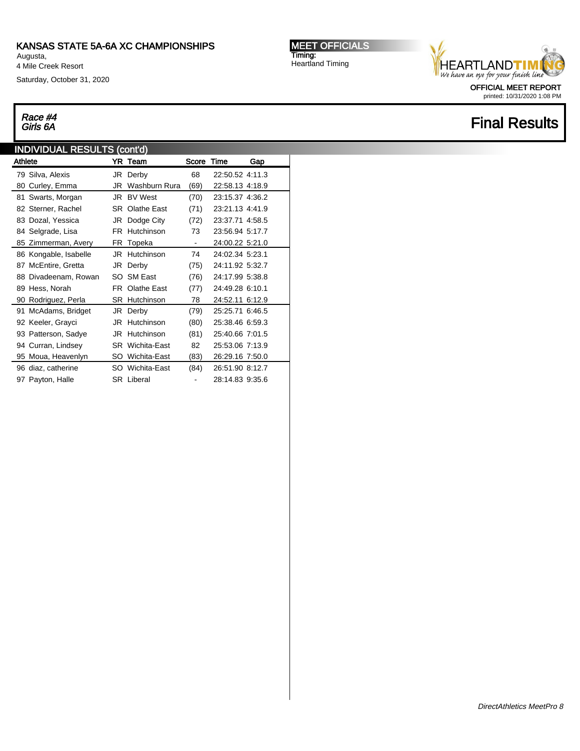# KANSAS STATE 5A-6A XC CHAMPIONSHIPS

Augusta,
4 Mile Creek Resort
Saturday, October 31, 2020

**MEET OFFICIALS**
Timing:
Heartland Timing

OFFICIAL MEET REPORT
printed: 10/31/2020 1:08 PM

*Race #4*
*Girls 6A*

## Final Results

### INDIVIDUAL RESULTS (cont'd)

| Athlete | YR | Team | Score | Time | Gap |
|---|---|---|---|---|---|
| 79 Silva, Alexis | JR | Derby | 68 | 22:50.52 | 4:11.3 |
| 80 Curley, Emma | JR | Washburn Rura | (69) | 22:58.13 | 4:18.9 |
| 81 Swarts, Morgan | JR | BV West | (70) | 23:15.37 | 4:36.2 |
| 82 Sterner, Rachel | SR | Olathe East | (71) | 23:21.13 | 4:41.9 |
| 83 Dozal, Yessica | JR | Dodge City | (72) | 23:37.71 | 4:58.5 |
| 84 Selgrade, Lisa | FR | Hutchinson | 73 | 23:56.94 | 5:17.7 |
| 85 Zimmerman, Avery | FR | Topeka | - | 24:00.22 | 5:21.0 |
| 86 Kongable, Isabelle | JR | Hutchinson | 74 | 24:02.34 | 5:23.1 |
| 87 McEntire, Gretta | JR | Derby | (75) | 24:11.92 | 5:32.7 |
| 88 Divadeenam, Rowan | SO | SM East | (76) | 24:17.99 | 5:38.8 |
| 89 Hess, Norah | FR | Olathe East | (77) | 24:49.28 | 6:10.1 |
| 90 Rodriguez, Perla | SR | Hutchinson | 78 | 24:52.11 | 6:12.9 |
| 91 McAdams, Bridget | JR | Derby | (79) | 25:25.71 | 6:46.5 |
| 92 Keeler, Grayci | JR | Hutchinson | (80) | 25:38.46 | 6:59.3 |
| 93 Patterson, Sadye | JR | Hutchinson | (81) | 25:40.66 | 7:01.5 |
| 94 Curran, Lindsey | SR | Wichita-East | 82 | 25:53.06 | 7:13.9 |
| 95 Moua, Heavenlyn | SO | Wichita-East | (83) | 26:29.16 | 7:50.0 |
| 96 diaz, catherine | SO | Wichita-East | (84) | 26:51.90 | 8:12.7 |
| 97 Payton, Halle | SR | Liberal | - | 28:14.83 | 9:35.6 |

*DirectAthletics MeetPro 8*